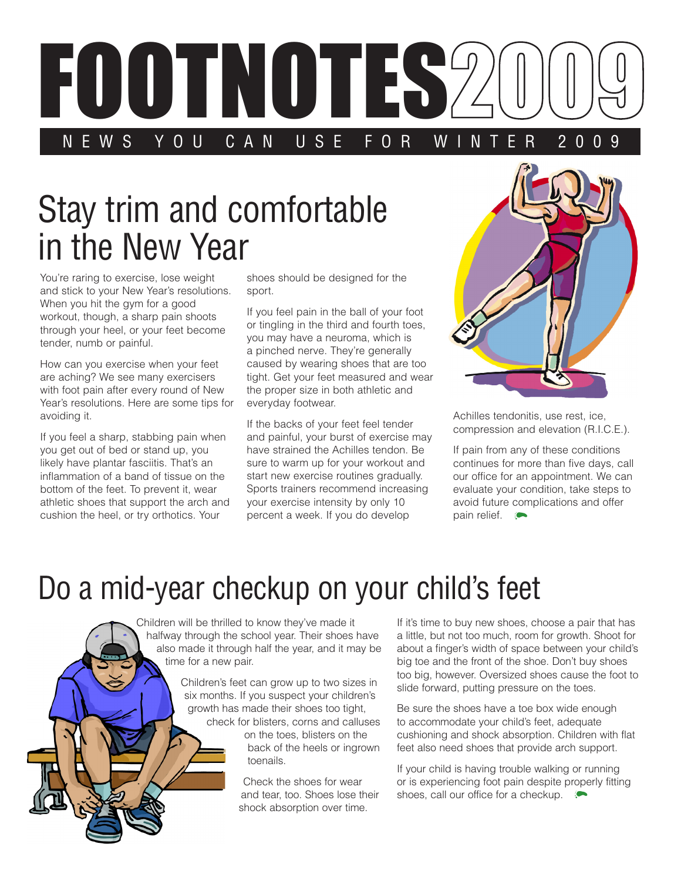# FOOTNOTES2009

NEWS YOU CAN USE FOR WINTER 2009

## Stay trim and comfortable in the New Year

You're raring to exercise, lose weight and stick to your New Year's resolutions. When you hit the gym for a good workout, though, a sharp pain shoots through your heel, or your feet become tender, numb or painful.

How can you exercise when your feet are aching? We see many exercisers with foot pain after every round of New Year's resolutions. Here are some tips for avoiding it.

If you feel a sharp, stabbing pain when you get out of bed or stand up, you likely have plantar fasciitis. That's an inflammation of a band of tissue on the bottom of the feet. To prevent it, wear athletic shoes that support the arch and cushion the heel, or try orthotics. Your shoes should be designed for the sport.

If you feel pain in the ball of your foot or tingling in the third and fourth toes, you may have a neuroma, which is a pinched nerve. They're generally caused by wearing shoes that are too tight. Get your feet measured and wear the proper size in both athletic and everyday footwear.

If the backs of your feet feel tender and painful, your burst of exercise may have strained the Achilles tendon. Be sure to warm up for your workout and start new exercise routines gradually. Sports trainers recommend increasing your exercise intensity by only 10 percent a week. If you do develop Achilles tendonitis, use rest, ice, compression and elevation (R.I.C.E.).

If pain from any of these conditions continues for more than five days, call our office for an appointment. We can evaluate your condition, take steps to avoid future complications and offer pain relief.

## Do a mid-year checkup on your child's feet

Children will be thrilled to know they've made it halfway through the school year. Their shoes have also made it through half the year, and it may be time for a new pair.

Children's feet can grow up to two sizes in six months. If you suspect your children's growth has made their shoes too tight, check for blisters, corns and calluses on the toes, blisters on the back of the heels or ingrown toenails.

Check the shoes for wear and tear, too. Shoes lose their shock absorption over time.

If it's time to buy new shoes, choose a pair that has a little, but not too much, room for growth. Shoot for about a finger's width of space between your child's big toe and the front of the shoe. Don't buy shoes too big, however. Oversized shoes cause the foot to slide forward, putting pressure on the toes.

Be sure the shoes have a toe box wide enough to accommodate your child's feet, adequate cushioning and shock absorption. Children with flat feet also need shoes that provide arch support.

If your child is having trouble walking or running or is experiencing foot pain despite properly fitting shoes, call our office for a checkup.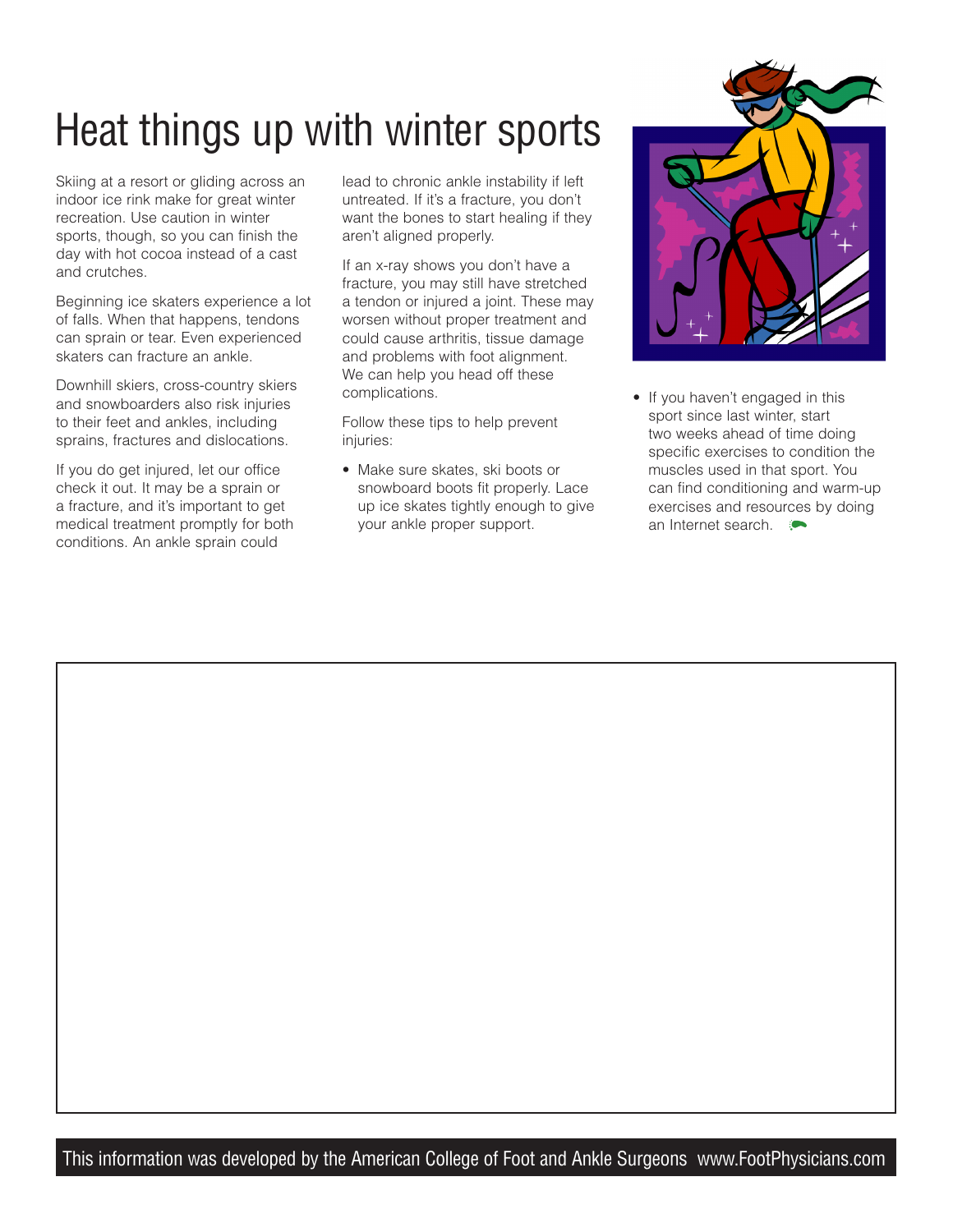# Heat things up with winter sports

Skiing at a resort or gliding across an indoor ice rink make for great winter recreation. Use caution in winter sports, though, so you can finish the day with hot cocoa instead of a cast and crutches.

Beginning ice skaters experience a lot of falls. When that happens, tendons can sprain or tear. Even experienced skaters can fracture an ankle.

Downhill skiers, cross-country skiers and snowboarders also risk injuries to their feet and ankles, including sprains, fractures and dislocations.

If you do get injured, let our office check it out. It may be a sprain or a fracture, and it's important to get medical treatment promptly for both conditions. An ankle sprain could lead to chronic ankle instability if left untreated. If it's a fracture, you don't want the bones to start healing if they aren't aligned properly.

If an x-ray shows you don't have a fracture, you may still have stretched a tendon or injured a joint. These may worsen without proper treatment and could cause arthritis, tissue damage and problems with foot alignment. We can help you head off these complications.

Follow these tips to help prevent injuries:

- Make sure skates, ski boots or snowboard boots fit properly. Lace up ice skates tightly enough to give your ankle proper support.
- If you haven't engaged in this sport since last winter, start two weeks ahead of time doing specific exercises to condition the muscles used in that sport. You can find conditioning and warm-up exercises and resources by doing an Internet search.

This information was developed by the American College of Foot and Ankle Surgeons www.FootPhysicians.com